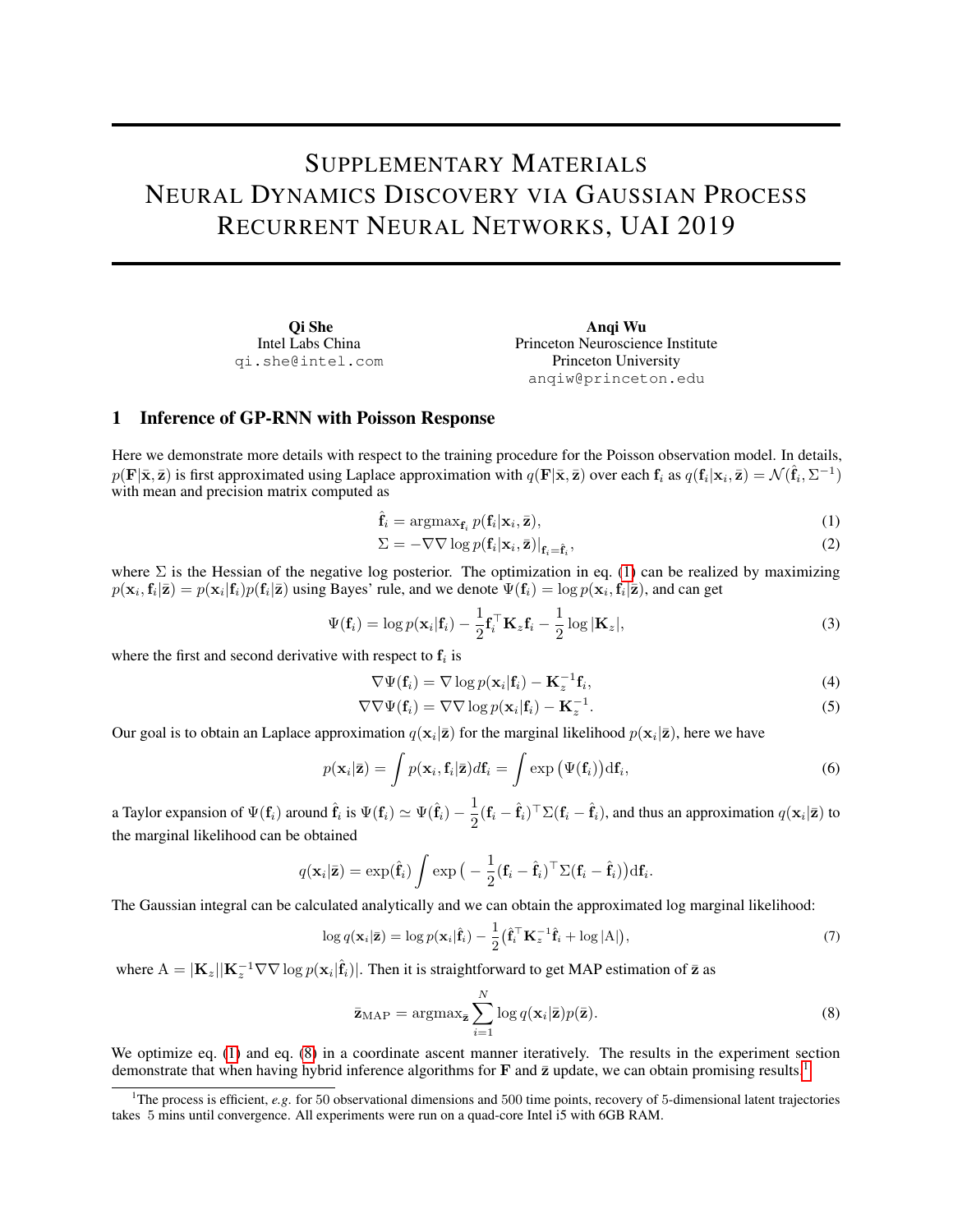# Supplementary Materials
# Neural Dynamics Discovery via Gaussian Process Recurrent Neural Networks, UAI 2019

**Qi She**
Intel Labs China
qi.she@intel.com

**Anqi Wu**
Princeton Neuroscience Institute
Princeton University
anqiw@princeton.edu

## 1 Inference of GP-RNN with Poisson Response

Here we demonstrate more details with respect to the training procedure for the Poisson observation model. In details, $p(\mathbf{F}|\bar{\mathbf{x}}, \bar{\mathbf{z}})$ is first approximated using Laplace approximation with $q(\mathbf{F}|\bar{\mathbf{x}}, \bar{\mathbf{z}})$ over each $\mathbf{f}_i$ as $q(\mathbf{f}_i|\mathbf{x}_i, \bar{\mathbf{z}}) = \mathcal{N}(\hat{\mathbf{f}}_i, \Sigma^{-1})$ with mean and precision matrix computed as

$$\hat{\mathbf{f}}_i = \text{argmax}_{\mathbf{f}_i}\, p(\mathbf{f}_i|\mathbf{x}_i, \bar{\mathbf{z}}), \tag{1}$$

$$\Sigma = -\nabla\nabla \log p(\mathbf{f}_i|\mathbf{x}_i, \bar{\mathbf{z}})|_{\mathbf{f}_i=\hat{\mathbf{f}}_i}, \tag{2}$$

where $\Sigma$ is the Hessian of the negative log posterior. The optimization in eq. (1) can be realized by maximizing $p(\mathbf{x}_i, \mathbf{f}_i|\bar{\mathbf{z}}) = p(\mathbf{x}_i|\mathbf{f}_i)p(\mathbf{f}_i|\bar{\mathbf{z}})$ using Bayes' rule, and we denote $\Psi(\mathbf{f}_i) = \log p(\mathbf{x}_i, \mathbf{f}_i|\bar{\mathbf{z}})$, and can get

$$\Psi(\mathbf{f}_i) = \log p(\mathbf{x}_i|\mathbf{f}_i) - \frac{1}{2}\mathbf{f}_i^\top \mathbf{K}_z \mathbf{f}_i - \frac{1}{2}\log|\mathbf{K}_z|, \tag{3}$$

where the first and second derivative with respect to $\mathbf{f}_i$ is

$$\nabla\Psi(\mathbf{f}_i) = \nabla \log p(\mathbf{x}_i|\mathbf{f}_i) - \mathbf{K}_z^{-1}\mathbf{f}_i, \tag{4}$$

$$\nabla\nabla\Psi(\mathbf{f}_i) = \nabla\nabla \log p(\mathbf{x}_i|\mathbf{f}_i) - \mathbf{K}_z^{-1}. \tag{5}$$

Our goal is to obtain an Laplace approximation $q(\mathbf{x}_i|\bar{\mathbf{z}})$ for the marginal likelihood $p(\mathbf{x}_i|\bar{\mathbf{z}})$, here we have

$$p(\mathbf{x}_i|\bar{\mathbf{z}}) = \int p(\mathbf{x}_i, \mathbf{f}_i|\bar{\mathbf{z}}) d\mathbf{f}_i = \int \exp\big(\Psi(\mathbf{f}_i)\big) \mathrm{d}\mathbf{f}_i, \tag{6}$$

a Taylor expansion of $\Psi(\mathbf{f}_i)$ around $\hat{\mathbf{f}}_i$ is $\Psi(\mathbf{f}_i) \simeq \Psi(\hat{\mathbf{f}}_i) - \frac{1}{2}(\mathbf{f}_i - \hat{\mathbf{f}}_i)^\top \Sigma(\mathbf{f}_i - \hat{\mathbf{f}}_i)$, and thus an approximation $q(\mathbf{x}_i|\bar{\mathbf{z}})$ to the marginal likelihood can be obtained

$$q(\mathbf{x}_i|\bar{\mathbf{z}}) = \exp(\hat{\mathbf{f}}_i) \int \exp\big(-\frac{1}{2}(\mathbf{f}_i - \hat{\mathbf{f}}_i)^\top \Sigma(\mathbf{f}_i - \hat{\mathbf{f}}_i)\big)\mathrm{d}\mathbf{f}_i.$$

The Gaussian integral can be calculated analytically and we can obtain the approximated log marginal likelihood:

$$\log q(\mathbf{x}_i|\bar{\mathbf{z}}) = \log p(\mathbf{x}_i|\hat{\mathbf{f}}_i) - \frac{1}{2}\big(\hat{\mathbf{f}}_i^\top \mathbf{K}_z^{-1}\hat{\mathbf{f}}_i + \log|\mathrm{A}|\big), \tag{7}$$

where $\mathrm{A} = |\mathbf{K}_z||\mathbf{K}_z^{-1}\nabla\nabla \log p(\mathbf{x}_i|\hat{\mathbf{f}}_i)|$. Then it is straightforward to get MAP estimation of $\bar{\mathbf{z}}$ as

$$\bar{\mathbf{z}}_{\text{MAP}} = \text{argmax}_{\bar{\mathbf{z}}} \sum_{i=1}^{N} \log q(\mathbf{x}_i|\bar{\mathbf{z}})p(\bar{\mathbf{z}}). \tag{8}$$

We optimize eq. (1) and eq. (8) in a coordinate ascent manner iteratively. The results in the experiment section demonstrate that when having hybrid inference algorithms for $\mathbf{F}$ and $\bar{\mathbf{z}}$ update, we can obtain promising results.[1]

[1] The process is efficient, *e.g.* for 50 observational dimensions and 500 time points, recovery of 5-dimensional latent trajectories takes 5 mins until convergence. All experiments were run on a quad-core Intel i5 with 6GB RAM.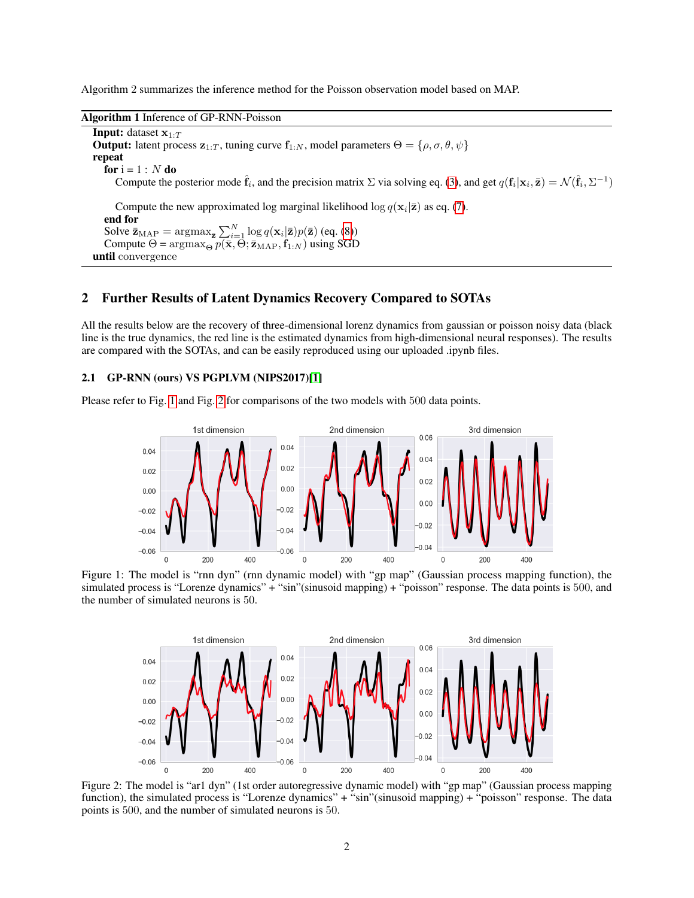Algorithm 2 summarizes the inference method for the Poisson observation model based on MAP.

**Algorithm 1** Inference of GP-RNN-Poisson

**Input:** dataset $\mathbf{x}_{1:T}$
**Output:** latent process $\mathbf{z}_{1:T}$, tuning curve $\mathbf{f}_{1:N}$, model parameters $\Theta = \{\rho, \sigma, \theta, \psi\}$
**repeat**
  **for** i = 1 : $N$ **do**
    Compute the posterior mode $\hat{\mathbf{f}}_i$, and the precision matrix $\Sigma$ via solving eq. (3), and get $q(\mathbf{f}_i|\mathbf{x}_i, \bar{\mathbf{z}}) = \mathcal{N}(\hat{\mathbf{f}}_i, \Sigma^{-1})$
    Compute the new approximated log marginal likelihood $\log q(\mathbf{x}_i|\bar{\mathbf{z}})$ as eq. (7).
  **end for**
  Solve $\bar{\mathbf{z}}_{\text{MAP}} = \text{argmax}_{\bar{\mathbf{z}}} \sum_{i=1}^{N} \log q(\mathbf{x}_i|\bar{\mathbf{z}}) p(\bar{\mathbf{z}})$ (eq. (8))
  Compute $\Theta$ = $\text{argmax}_{\Theta}\, p(\bar{\mathbf{x}}, \Theta; \bar{\mathbf{z}}_{\text{MAP}}, \mathbf{f}_{1:N})$ using SGD
**until** convergence

## 2 Further Results of Latent Dynamics Recovery Compared to SOTAs

All the results below are the recovery of three-dimensional lorenz dynamics from gaussian or poisson noisy data (black line is the true dynamics, the red line is the estimated dynamics from high-dimensional neural responses). The results are compared with the SOTAs, and can be easily reproduced using our uploaded .ipynb files.

### 2.1 GP-RNN (ours) VS PGPLVM (NIPS2017)[1]

Please refer to Fig. 1 and Fig. 2 for comparisons of the two models with 500 data points.

Figure 1: The model is "rnn dyn" (rnn dynamic model) with "gp map" (Gaussian process mapping function), the simulated process is "Lorenze dynamics" + "sin"(sinusoid mapping) + "poisson" response. The data points is 500, and the number of simulated neurons is 50.

Figure 2: The model is "ar1 dyn" (1st order autoregressive dynamic model) with "gp map" (Gaussian process mapping function), the simulated process is "Lorenze dynamics" + "sin"(sinusoid mapping) + "poisson" response. The data points is 500, and the number of simulated neurons is 50.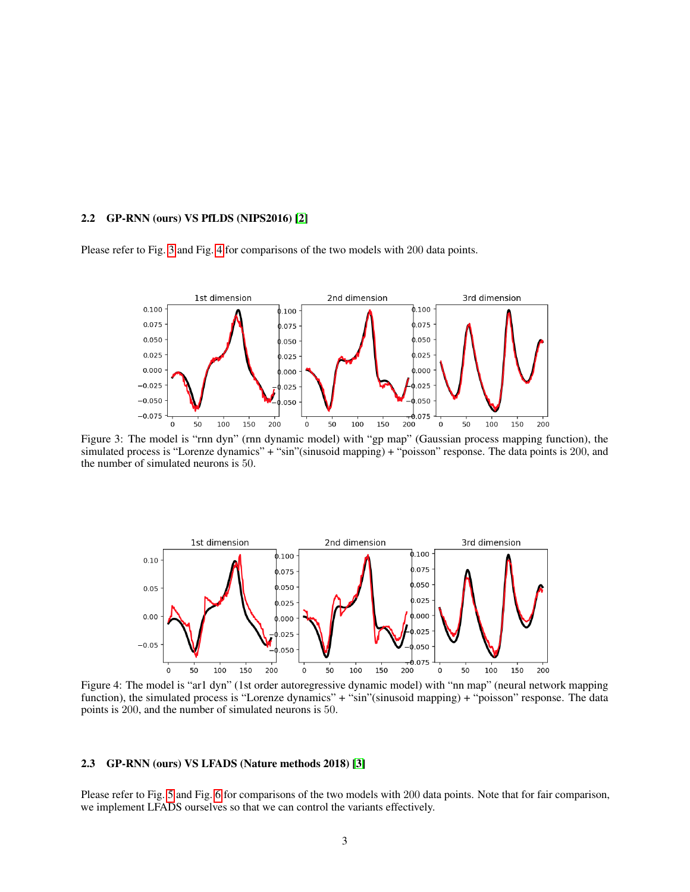### 2.2 GP-RNN (ours) VS PfLDS (NIPS2016) [2]

Please refer to Fig. 3 and Fig. 4 for comparisons of the two models with 200 data points.

Figure 3: The model is “rnn dyn” (rnn dynamic model) with “gp map” (Gaussian process mapping function), the simulated process is “Lorenze dynamics” + “sin”(sinusoid mapping) + “poisson” response. The data points is 200, and the number of simulated neurons is 50.

Figure 4: The model is “ar1 dyn” (1st order autoregressive dynamic model) with “nn map” (neural network mapping function), the simulated process is “Lorenze dynamics” + “sin”(sinusoid mapping) + “poisson” response. The data points is 200, and the number of simulated neurons is 50.

### 2.3 GP-RNN (ours) VS LFADS (Nature methods 2018) [3]

Please refer to Fig. 5 and Fig. 6 for comparisons of the two models with 200 data points. Note that for fair comparison, we implement LFADS ourselves so that we can control the variants effectively.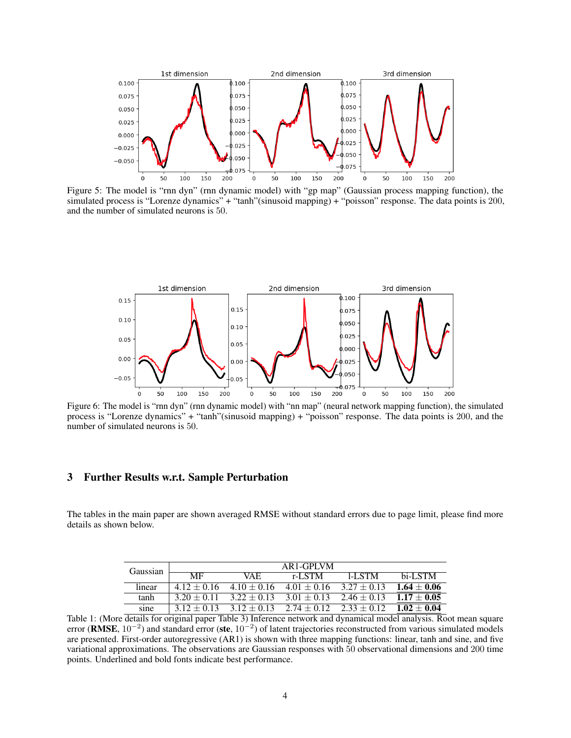Figure 5: The model is "rnn dyn" (rnn dynamic model) with "gp map" (Gaussian process mapping function), the simulated process is "Lorenze dynamics" + "tanh"(sinusoid mapping) + "poisson" response. The data points is 200, and the number of simulated neurons is 50.

Figure 6: The model is "rnn dyn" (rnn dynamic model) with "nn map" (neural network mapping function), the simulated process is "Lorenze dynamics" + "tanh"(sinusoid mapping) + "poisson" response. The data points is 200, and the number of simulated neurons is 50.

## 3 Further Results w.r.t. Sample Perturbation

The tables in the main paper are shown averaged RMSE without standard errors due to page limit, please find more details as shown below.

| Gaussian | AR1-GPLVM | | | | |
|---|---|---|---|---|---|
| | MF | VAE | r-LSTM | l-LSTM | bi-LSTM |
| linear | $4.12 \pm 0.16$ | $4.10 \pm 0.16$ | $4.01 \pm 0.16$ | $3.27 \pm 0.13$ | <u>**$1.64 \pm 0.06$**</u> |
| tanh | $3.20 \pm 0.11$ | $3.22 \pm 0.13$ | $3.01 \pm 0.13$ | $2.46 \pm 0.13$ | <u>**$1.17 \pm 0.05$**</u> |
| sine | $3.12 \pm 0.13$ | $3.12 \pm 0.13$ | $2.74 \pm 0.12$ | $2.33 \pm 0.12$ | <u>**$1.02 \pm 0.04$**</u> |

Table 1: (More details for original paper Table 3) Inference network and dynamical model analysis. Root mean square error (**RMSE**, $10^{-2}$) and standard error (**ste**, $10^{-2}$) of latent trajectories reconstructed from various simulated models are presented. First-order autoregressive (AR1) is shown with three mapping functions: linear, tanh and sine, and five variational approximations. The observations are Gaussian responses with 50 observational dimensions and 200 time points. Underlined and bold fonts indicate best performance.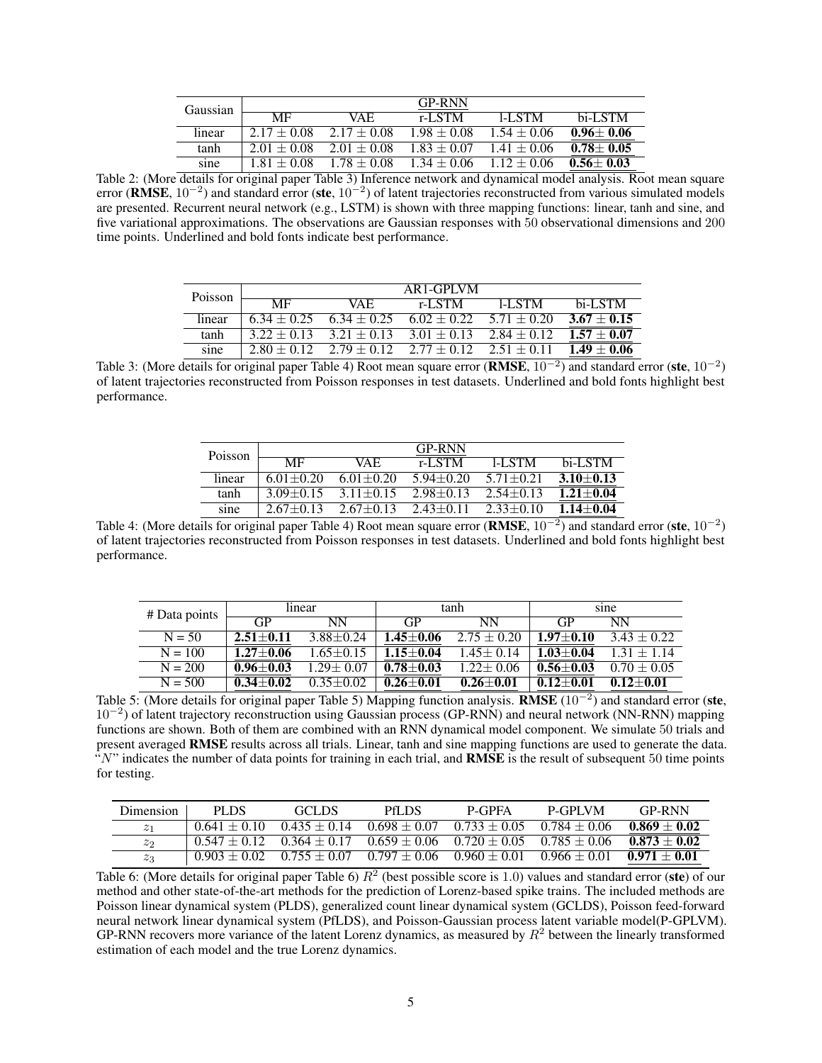| Gaussian | GP-RNN | | | | |
|---|---|---|---|---|---|
| | MF | VAE | r-LSTM | l-LSTM | bi-LSTM |
| linear | $2.17 \pm 0.08$ | $2.17 \pm 0.08$ | $1.98 \pm 0.08$ | $1.54 \pm 0.06$ | **$0.96 \pm 0.06$** |
| tanh | $2.01 \pm 0.08$ | $2.01 \pm 0.08$ | $1.83 \pm 0.07$ | $1.41 \pm 0.06$ | **$0.78 \pm 0.05$** |
| sine | $1.81 \pm 0.08$ | $1.78 \pm 0.08$ | $1.34 \pm 0.06$ | $1.12 \pm 0.06$ | **$0.56 \pm 0.03$** |

Table 2: (More details for original paper Table 3) Inference network and dynamical model analysis. Root mean square error (**RMSE**, $10^{-2}$) and standard error (**ste**, $10^{-2}$) of latent trajectories reconstructed from various simulated models are presented. Recurrent neural network (e.g., LSTM) is shown with three mapping functions: linear, tanh and sine, and five variational approximations. The observations are Gaussian responses with 50 observational dimensions and 200 time points. Underlined and bold fonts indicate best performance.

| Poisson | AR1-GPLVM | | | | |
|---|---|---|---|---|---|
| | MF | VAE | r-LSTM | l-LSTM | bi-LSTM |
| linear | $6.34 \pm 0.25$ | $6.34 \pm 0.25$ | $6.02 \pm 0.22$ | $5.71 \pm 0.20$ | **$3.67 \pm 0.15$** |
| tanh | $3.22 \pm 0.13$ | $3.21 \pm 0.13$ | $3.01 \pm 0.13$ | $2.84 \pm 0.12$ | **$1.57 \pm 0.07$** |
| sine | $2.80 \pm 0.12$ | $2.79 \pm 0.12$ | $2.77 \pm 0.12$ | $2.51 \pm 0.11$ | **$1.49 \pm 0.06$** |

Table 3: (More details for original paper Table 4) Root mean square error (**RMSE**, $10^{-2}$) and standard error (**ste**, $10^{-2}$) of latent trajectories reconstructed from Poisson responses in test datasets. Underlined and bold fonts highlight best performance.

| Poisson | GP-RNN | | | | |
|---|---|---|---|---|---|
| | MF | VAE | r-LSTM | l-LSTM | bi-LSTM |
| linear | $6.01 \pm 0.20$ | $6.01 \pm 0.20$ | $5.94 \pm 0.20$ | $5.71 \pm 0.21$ | **$3.10 \pm 0.13$** |
| tanh | $3.09 \pm 0.15$ | $3.11 \pm 0.15$ | $2.98 \pm 0.13$ | $2.54 \pm 0.13$ | **$1.21 \pm 0.04$** |
| sine | $2.67 \pm 0.13$ | $2.67 \pm 0.13$ | $2.43 \pm 0.11$ | $2.33 \pm 0.10$ | **$1.14 \pm 0.04$** |

Table 4: (More details for original paper Table 4) Root mean square error (**RMSE**, $10^{-2}$) and standard error (**ste**, $10^{-2}$) of latent trajectories reconstructed from Poisson responses in test datasets. Underlined and bold fonts highlight best performance.

| # Data points | linear | | tanh | | sine | |
|---|---|---|---|---|---|---|
| | GP | NN | GP | NN | GP | NN |
| N = 50 | **$2.51 \pm 0.11$** | $3.88 \pm 0.24$ | **$1.45 \pm 0.06$** | $2.75 \pm 0.20$ | **$1.97 \pm 0.10$** | $3.43 \pm 0.22$ |
| N = 100 | **$1.27 \pm 0.06$** | $1.65 \pm 0.15$ | **$1.15 \pm 0.04$** | $1.45 \pm 0.14$ | **$1.03 \pm 0.04$** | $1.31 \pm 1.14$ |
| N = 200 | **$0.96 \pm 0.03$** | $1.29 \pm 0.07$ | **$0.78 \pm 0.03$** | $1.22 \pm 0.06$ | **$0.56 \pm 0.03$** | $0.70 \pm 0.05$ |
| N = 500 | **$0.34 \pm 0.02$** | $0.35 \pm 0.02$ | **$0.26 \pm 0.01$** | **$0.26 \pm 0.01$** | **$0.12 \pm 0.01$** | **$0.12 \pm 0.01$** |

Table 5: (More details for original paper Table 5) Mapping function analysis. **RMSE** ($10^{-2}$) and standard error (**ste**, $10^{-2}$) of latent trajectory reconstruction using Gaussian process (GP-RNN) and neural network (NN-RNN) mapping functions are shown. Both of them are combined with an RNN dynamical model component. We simulate 50 trials and present averaged **RMSE** results across all trials. Linear, tanh and sine mapping functions are used to generate the data. "$N$" indicates the number of data points for training in each trial, and **RMSE** is the result of subsequent 50 time points for testing.

| Dimension | PLDS | GCLDS | PfLDS | P-GPFA | P-GPLVM | GP-RNN |
|---|---|---|---|---|---|---|
| $z_1$ | $0.641 \pm 0.10$ | $0.435 \pm 0.14$ | $0.698 \pm 0.07$ | $0.733 \pm 0.05$ | $0.784 \pm 0.06$ | **$0.869 \pm 0.02$** |
| $z_2$ | $0.547 \pm 0.12$ | $0.364 \pm 0.17$ | $0.659 \pm 0.06$ | $0.720 \pm 0.05$ | $0.785 \pm 0.06$ | **$0.873 \pm 0.02$** |
| $z_3$ | $0.903 \pm 0.02$ | $0.755 \pm 0.07$ | $0.797 \pm 0.06$ | $0.960 \pm 0.01$ | $0.966 \pm 0.01$ | **$0.971 \pm 0.01$** |

Table 6: (More details for original paper Table 6) $R^2$ (best possible score is 1.0) values and standard error (**ste**) of our method and other state-of-the-art methods for the prediction of Lorenz-based spike trains. The included methods are Poisson linear dynamical system (PLDS), generalized count linear dynamical system (GCLDS), Poisson feed-forward neural network linear dynamical system (PfLDS), and Poisson-Gaussian process latent variable model(P-GPLVM). GP-RNN recovers more variance of the latent Lorenz dynamics, as measured by $R^2$ between the linearly transformed estimation of each model and the true Lorenz dynamics.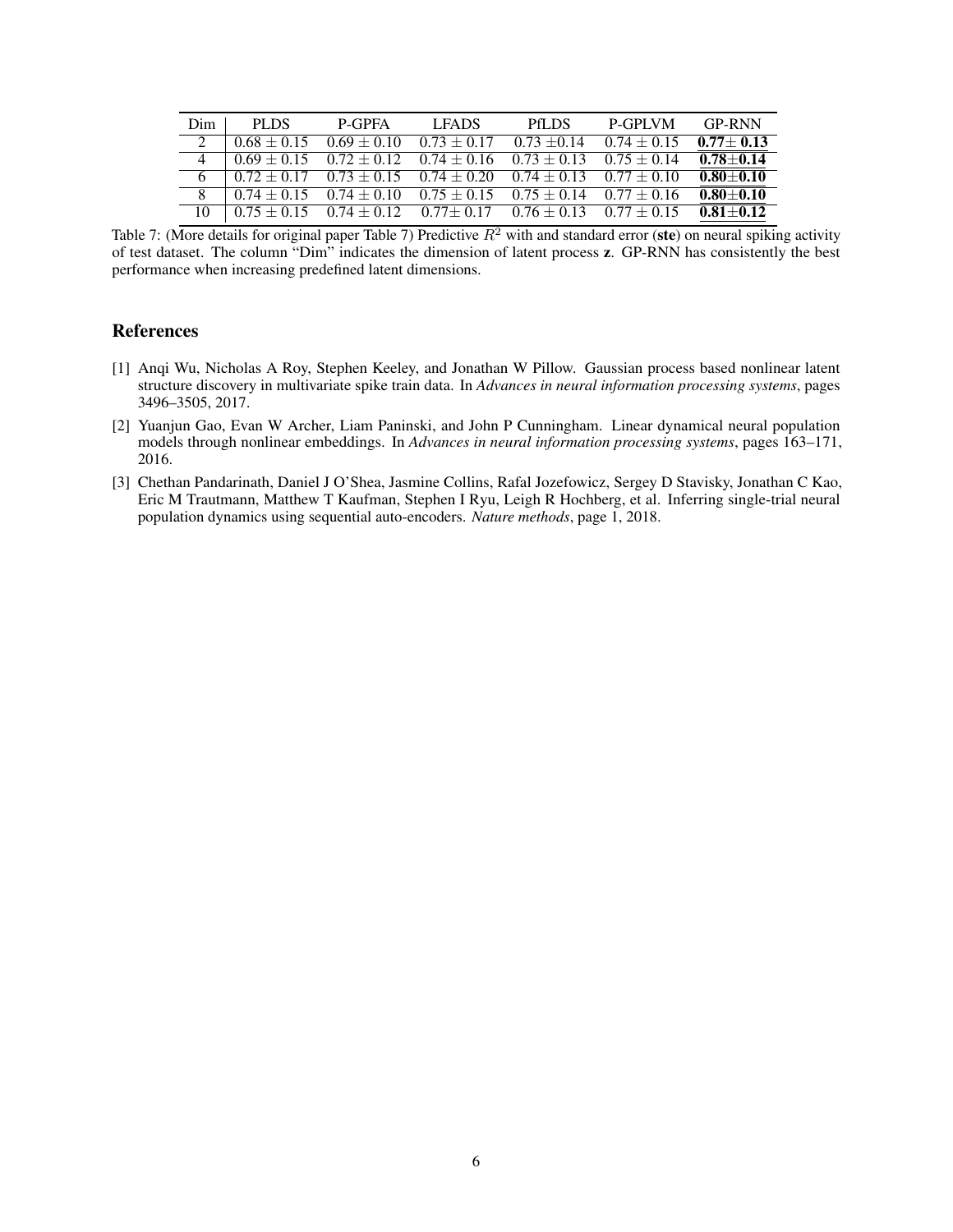| Dim | PLDS | P-GPFA | LFADS | PfLDS | P-GPLVM | GP-RNN |
|---|---|---|---|---|---|---|
| 2 | $0.68 \pm 0.15$ | $0.69 \pm 0.10$ | $0.73 \pm 0.17$ | $0.73 \pm 0.14$ | $0.74 \pm 0.15$ | $\mathbf{0.77 \pm 0.13}$ |
| 4 | $0.69 \pm 0.15$ | $0.72 \pm 0.12$ | $0.74 \pm 0.16$ | $0.73 \pm 0.13$ | $0.75 \pm 0.14$ | $\mathbf{0.78 \pm 0.14}$ |
| 6 | $0.72 \pm 0.17$ | $0.73 \pm 0.15$ | $0.74 \pm 0.20$ | $0.74 \pm 0.13$ | $0.77 \pm 0.10$ | $\mathbf{0.80 \pm 0.10}$ |
| 8 | $0.74 \pm 0.15$ | $0.74 \pm 0.10$ | $0.75 \pm 0.15$ | $0.75 \pm 0.14$ | $0.77 \pm 0.16$ | $\mathbf{0.80 \pm 0.10}$ |
| 10 | $0.75 \pm 0.15$ | $0.74 \pm 0.12$ | $0.77 \pm 0.17$ | $0.76 \pm 0.13$ | $0.77 \pm 0.15$ | $\mathbf{0.81 \pm 0.12}$ |

Table 7: (More details for original paper Table 7) Predictive $R^2$ with and standard error (**ste**) on neural spiking activity of test dataset. The column "Dim" indicates the dimension of latent process $\mathbf{z}$. GP-RNN has consistently the best performance when increasing predefined latent dimensions.

## References

[1] Anqi Wu, Nicholas A Roy, Stephen Keeley, and Jonathan W Pillow. Gaussian process based nonlinear latent structure discovery in multivariate spike train data. In *Advances in neural information processing systems*, pages 3496–3505, 2017.

[2] Yuanjun Gao, Evan W Archer, Liam Paninski, and John P Cunningham. Linear dynamical neural population models through nonlinear embeddings. In *Advances in neural information processing systems*, pages 163–171, 2016.

[3] Chethan Pandarinath, Daniel J O'Shea, Jasmine Collins, Rafal Jozefowicz, Sergey D Stavisky, Jonathan C Kao, Eric M Trautmann, Matthew T Kaufman, Stephen I Ryu, Leigh R Hochberg, et al. Inferring single-trial neural population dynamics using sequential auto-encoders. *Nature methods*, page 1, 2018.